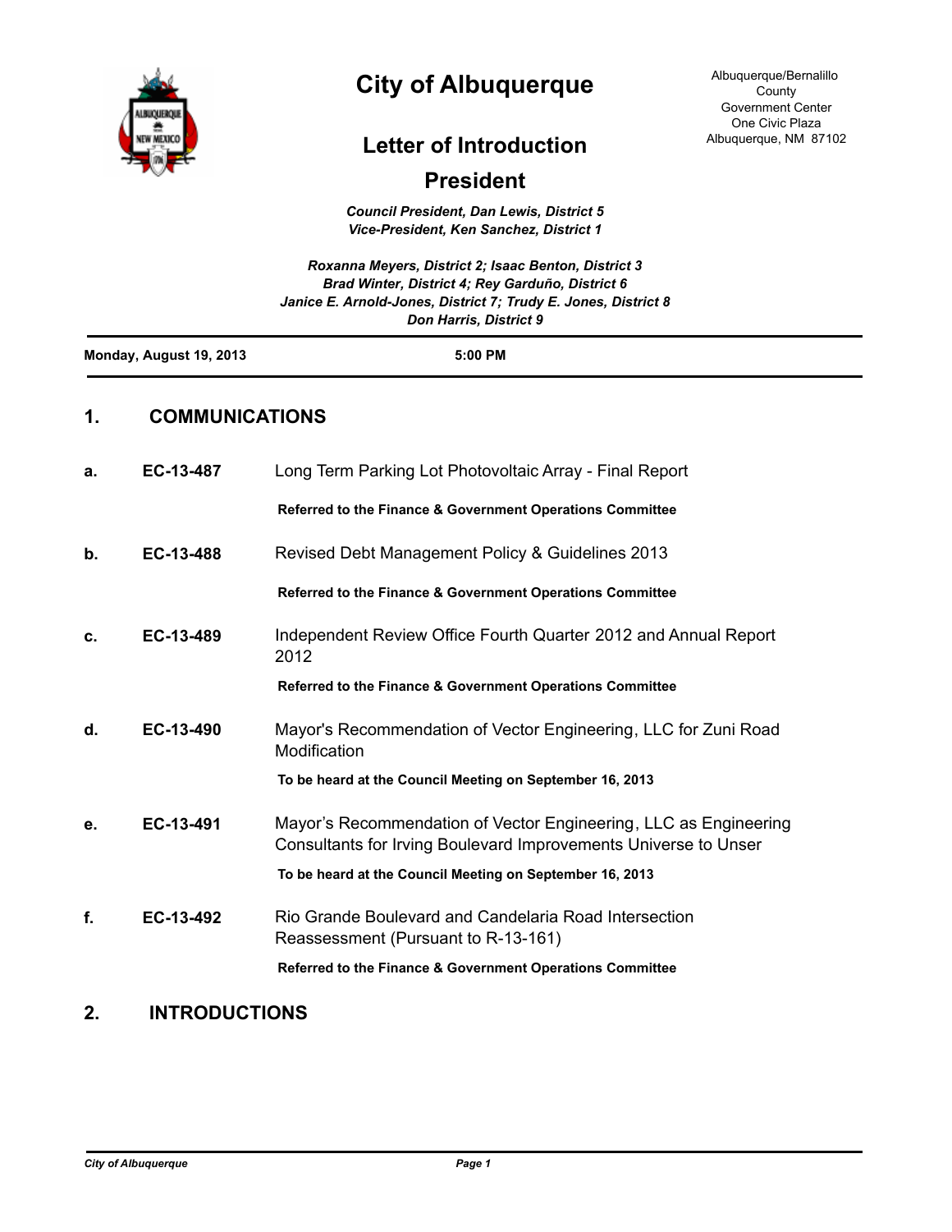# City of Albuquerque

Albuquerque/Bernalillo County
Government Center
One Civic Plaza
Albuquerque, NM 87102

## Letter of Introduction

## President

***Council President, Dan Lewis, District 5***
***Vice-President, Ken Sanchez, District 1***

***Roxanna Meyers, District 2; Isaac Benton, District 3***
***Brad Winter, District 4; Rey Garduño, District 6***
***Janice E. Arnold-Jones, District 7; Trudy E. Jones, District 8***
***Don Harris, District 9***

**Monday, August 19, 2013** **5:00 PM**

## 1. COMMUNICATIONS

**a.** **EC-13-487** Long Term Parking Lot Photovoltaic Array - Final Report

**Referred to the Finance & Government Operations Committee**

**b.** **EC-13-488** Revised Debt Management Policy & Guidelines 2013

**Referred to the Finance & Government Operations Committee**

**c.** **EC-13-489** Independent Review Office Fourth Quarter 2012 and Annual Report 2012

**Referred to the Finance & Government Operations Committee**

**d.** **EC-13-490** Mayor's Recommendation of Vector Engineering, LLC for Zuni Road Modification

**To be heard at the Council Meeting on September 16, 2013**

**e.** **EC-13-491** Mayor's Recommendation of Vector Engineering, LLC as Engineering Consultants for Irving Boulevard Improvements Universe to Unser

**To be heard at the Council Meeting on September 16, 2013**

**f.** **EC-13-492** Rio Grande Boulevard and Candelaria Road Intersection Reassessment (Pursuant to R-13-161)

**Referred to the Finance & Government Operations Committee**

## 2. INTRODUCTIONS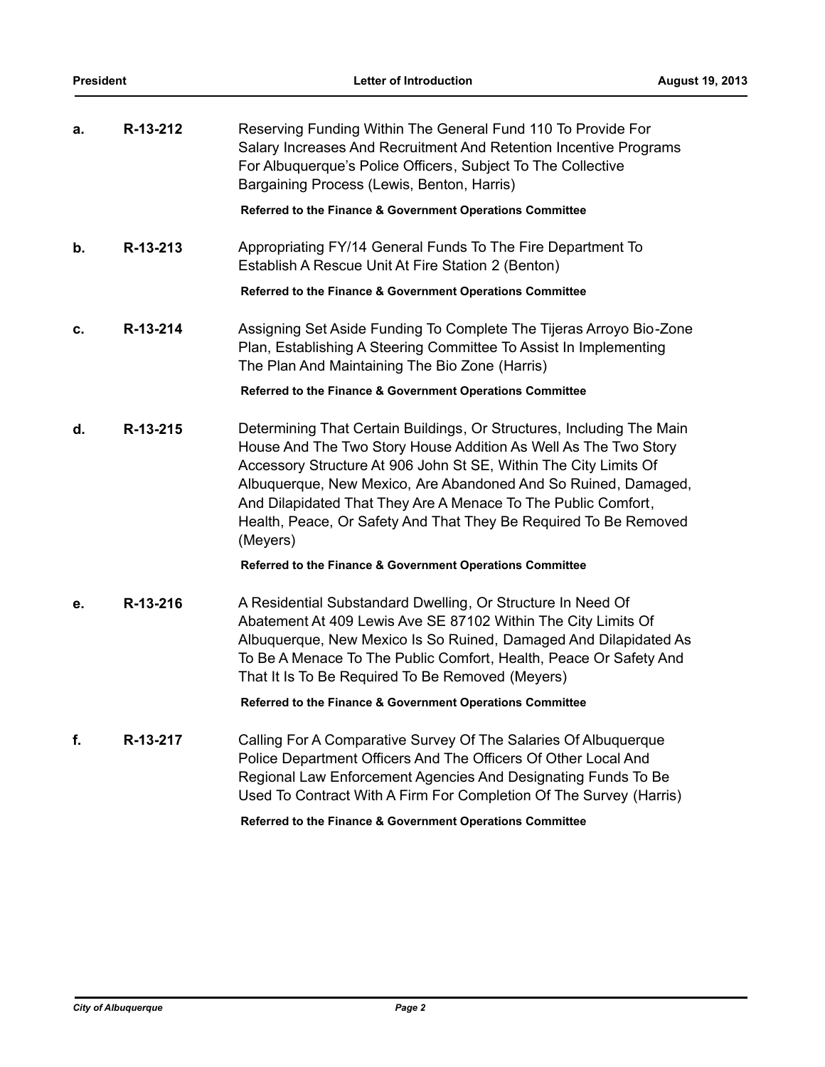**a. R-13-212** Reserving Funding Within The General Fund 110 To Provide For Salary Increases And Recruitment And Retention Incentive Programs For Albuquerque's Police Officers, Subject To The Collective Bargaining Process (Lewis, Benton, Harris)

**Referred to the Finance & Government Operations Committee**

**b. R-13-213** Appropriating FY/14 General Funds To The Fire Department To Establish A Rescue Unit At Fire Station 2 (Benton)

**Referred to the Finance & Government Operations Committee**

**c. R-13-214** Assigning Set Aside Funding To Complete The Tijeras Arroyo Bio-Zone Plan, Establishing A Steering Committee To Assist In Implementing The Plan And Maintaining The Bio Zone (Harris)

**Referred to the Finance & Government Operations Committee**

**d. R-13-215** Determining That Certain Buildings, Or Structures, Including The Main House And The Two Story House Addition As Well As The Two Story Accessory Structure At 906 John St SE, Within The City Limits Of Albuquerque, New Mexico, Are Abandoned And So Ruined, Damaged, And Dilapidated That They Are A Menace To The Public Comfort, Health, Peace, Or Safety And That They Be Required To Be Removed (Meyers)

**Referred to the Finance & Government Operations Committee**

**e. R-13-216** A Residential Substandard Dwelling, Or Structure In Need Of Abatement At 409 Lewis Ave SE 87102 Within The City Limits Of Albuquerque, New Mexico Is So Ruined, Damaged And Dilapidated As To Be A Menace To The Public Comfort, Health, Peace Or Safety And That It Is To Be Required To Be Removed (Meyers)

**Referred to the Finance & Government Operations Committee**

**f. R-13-217** Calling For A Comparative Survey Of The Salaries Of Albuquerque Police Department Officers And The Officers Of Other Local And Regional Law Enforcement Agencies And Designating Funds To Be Used To Contract With A Firm For Completion Of The Survey (Harris)

**Referred to the Finance & Government Operations Committee**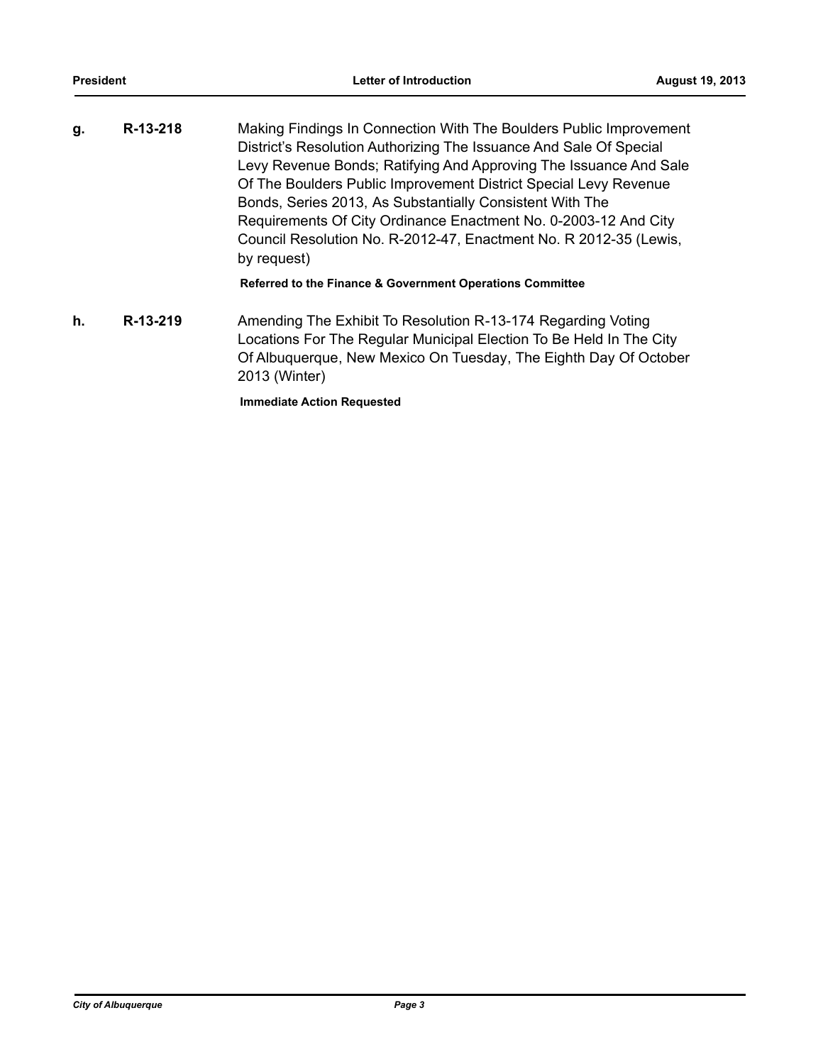**g.** **R-13-218** Making Findings In Connection With The Boulders Public Improvement District's Resolution Authorizing The Issuance And Sale Of Special Levy Revenue Bonds; Ratifying And Approving The Issuance And Sale Of The Boulders Public Improvement District Special Levy Revenue Bonds, Series 2013, As Substantially Consistent With The Requirements Of City Ordinance Enactment No. 0-2003-12 And City Council Resolution No. R-2012-47, Enactment No. R 2012-35 (Lewis, by request)

**Referred to the Finance & Government Operations Committee**

**h.** **R-13-219** Amending The Exhibit To Resolution R-13-174 Regarding Voting Locations For The Regular Municipal Election To Be Held In The City Of Albuquerque, New Mexico On Tuesday, The Eighth Day Of October 2013 (Winter)

**Immediate Action Requested**